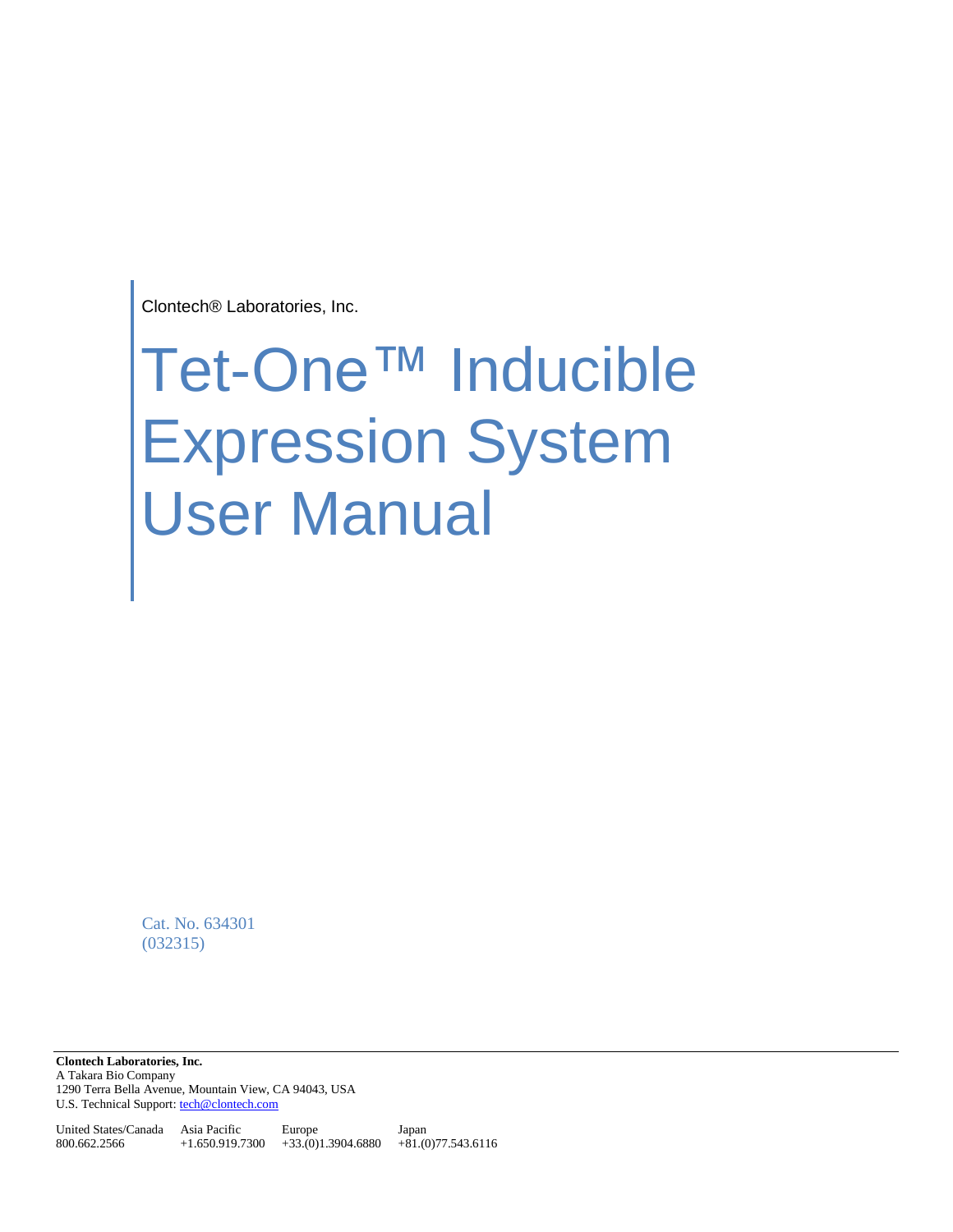Clontech® Laboratories, Inc.

# Tet-One™ Inducible Expression System User Manual

Cat. No. 634301
(032315)

**Clontech Laboratories, Inc.**
A Takara Bio Company
1290 Terra Bella Avenue, Mountain View, CA 94043, USA
U.S. Technical Support: tech@clontech.com

| United States/Canada | Asia Pacific | Europe | Japan |
|---|---|---|---|
| 800.662.2566 | +1.650.919.7300 | +33.(0)1.3904.6880 | +81.(0)77.543.6116 |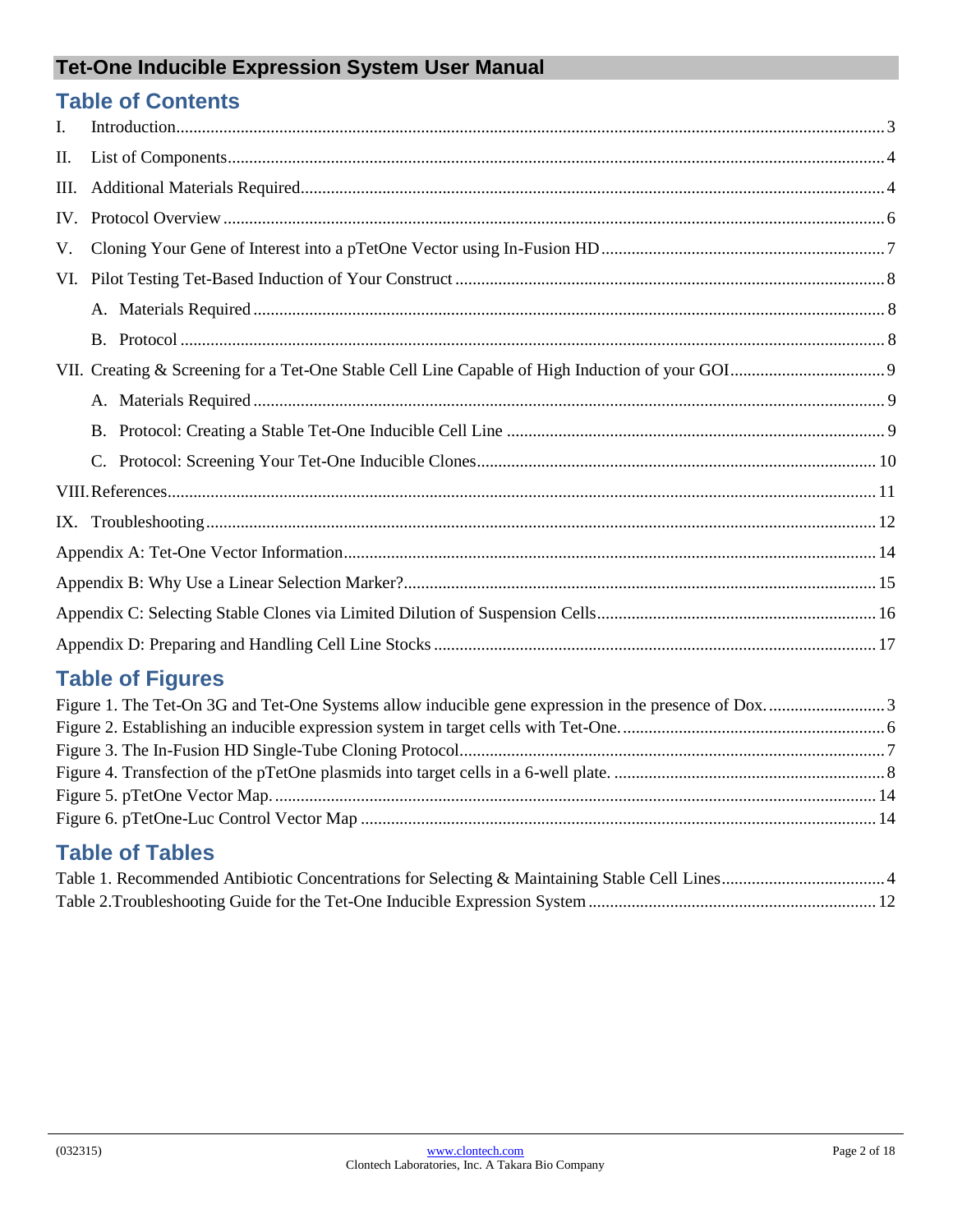# Tet-One Inducible Expression System User Manual

## Table of Contents

I. Introduction ..... 3

II. List of Components ..... 4

III. Additional Materials Required ..... 4

IV. Protocol Overview ..... 6

V. Cloning Your Gene of Interest into a pTetOne Vector using In-Fusion HD ..... 7

VI. Pilot Testing Tet-Based Induction of Your Construct ..... 8

- A. Materials Required ..... 8
- B. Protocol ..... 8

VII. Creating & Screening for a Tet-One Stable Cell Line Capable of High Induction of your GOI ..... 9

- A. Materials Required ..... 9
- B. Protocol: Creating a Stable Tet-One Inducible Cell Line ..... 9
- C. Protocol: Screening Your Tet-One Inducible Clones ..... 10

VIII. References ..... 11

IX. Troubleshooting ..... 12

Appendix A: Tet-One Vector Information ..... 14

Appendix B: Why Use a Linear Selection Marker? ..... 15

Appendix C: Selecting Stable Clones via Limited Dilution of Suspension Cells ..... 16

Appendix D: Preparing and Handling Cell Line Stocks ..... 17

## Table of Figures

Figure 1. The Tet-On 3G and Tet-One Systems allow inducible gene expression in the presence of Dox. ..... 3

Figure 2. Establishing an inducible expression system in target cells with Tet-One. ..... 6

Figure 3. The In-Fusion HD Single-Tube Cloning Protocol. ..... 7

Figure 4. Transfection of the pTetOne plasmids into target cells in a 6-well plate. ..... 8

Figure 5. pTetOne Vector Map. ..... 14

Figure 6. pTetOne-Luc Control Vector Map ..... 14

## Table of Tables

Table 1. Recommended Antibiotic Concentrations for Selecting & Maintaining Stable Cell Lines ..... 4

Table 2.Troubleshooting Guide for the Tet-One Inducible Expression System ..... 12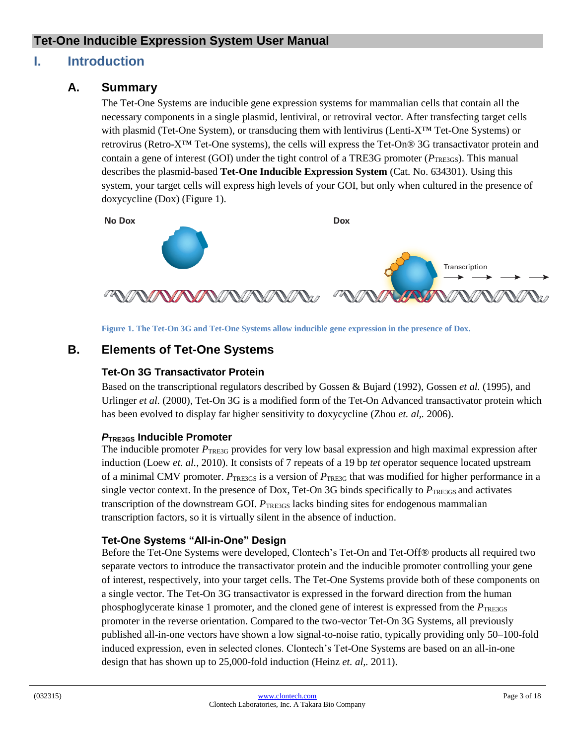# I. Introduction

## A. Summary

The Tet-One Systems are inducible gene expression systems for mammalian cells that contain all the necessary components in a single plasmid, lentiviral, or retroviral vector. After transfecting target cells with plasmid (Tet-One System), or transducing them with lentivirus (Lenti-X™ Tet-One Systems) or retrovirus (Retro-X™ Tet-One systems), the cells will express the Tet-On® 3G transactivator protein and contain a gene of interest (GOI) under the tight control of a TRE3G promoter ($P_{TRE3GS}$). This manual describes the plasmid-based **Tet-One Inducible Expression System** (Cat. No. 634301). Using this system, your target cells will express high levels of your GOI, but only when cultured in the presence of doxycycline (Dox) (Figure 1).

No Dox Dox

Transcription

**Figure 1. The Tet-On 3G and Tet-One Systems allow inducible gene expression in the presence of Dox.**

## B. Elements of Tet-One Systems

### Tet-On 3G Transactivator Protein

Based on the transcriptional regulators described by Gossen & Bujard (1992), Gossen *et al.* (1995), and Urlinger *et al.* (2000), Tet-On 3G is a modified form of the Tet-On Advanced transactivator protein which has been evolved to display far higher sensitivity to doxycycline (Zhou *et. al,*. 2006).

### $P_{TRE3GS}$ Inducible Promoter

The inducible promoter $P_{TRE3G}$ provides for very low basal expression and high maximal expression after induction (Loew *et. al.,* 2010). It consists of 7 repeats of a 19 bp *tet* operator sequence located upstream of a minimal CMV promoter. $P_{TRE3GS}$ is a version of $P_{TRE3G}$ that was modified for higher performance in a single vector context. In the presence of Dox, Tet-On 3G binds specifically to $P_{TRE3GS}$ and activates transcription of the downstream GOI. $P_{TRE3GS}$ lacks binding sites for endogenous mammalian transcription factors, so it is virtually silent in the absence of induction.

### Tet-One Systems "All-in-One" Design

Before the Tet-One Systems were developed, Clontech's Tet-On and Tet-Off® products all required two separate vectors to introduce the transactivator protein and the inducible promoter controlling your gene of interest, respectively, into your target cells. The Tet-One Systems provide both of these components on a single vector. The Tet-On 3G transactivator is expressed in the forward direction from the human phosphoglycerate kinase 1 promoter, and the cloned gene of interest is expressed from the $P_{TRE3GS}$ promoter in the reverse orientation. Compared to the two-vector Tet-On 3G Systems, all previously published all-in-one vectors have shown a low signal-to-noise ratio, typically providing only 50–100-fold induced expression, even in selected clones. Clontech's Tet-One Systems are based on an all-in-one design that has shown up to 25,000-fold induction (Heinz *et. al,*. 2011).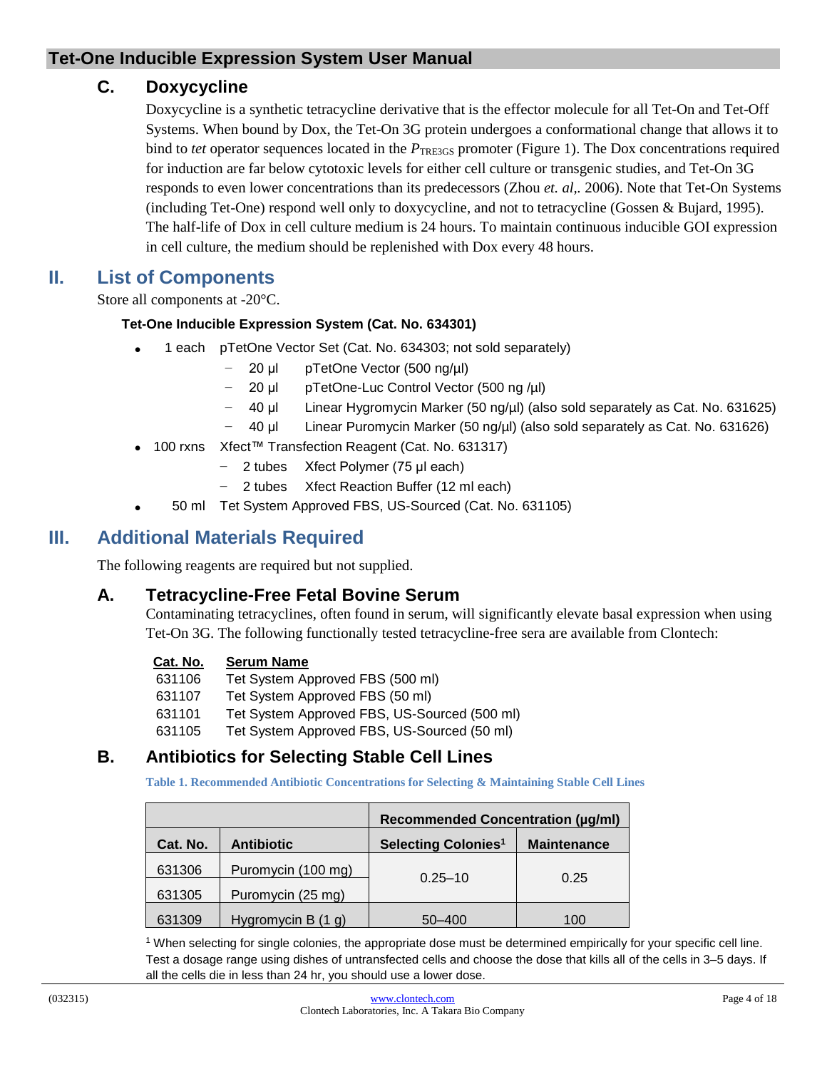### C. Doxycycline

Doxycycline is a synthetic tetracycline derivative that is the effector molecule for all Tet-On and Tet-Off Systems. When bound by Dox, the Tet-On 3G protein undergoes a conformational change that allows it to bind to *tet* operator sequences located in the $P_{TRE3GS}$ promoter (Figure 1). The Dox concentrations required for induction are far below cytotoxic levels for either cell culture or transgenic studies, and Tet-On 3G responds to even lower concentrations than its predecessors (Zhou *et. al,*. 2006). Note that Tet-On Systems (including Tet-One) respond well only to doxycycline, and not to tetracycline (Gossen & Bujard, 1995). The half-life of Dox in cell culture medium is 24 hours. To maintain continuous inducible GOI expression in cell culture, the medium should be replenished with Dox every 48 hours.

## II. List of Components

Store all components at -20°C.

**Tet-One Inducible Expression System (Cat. No. 634301)**

- 1 each pTetOne Vector Set (Cat. No. 634303; not sold separately)
  - 20 µl pTetOne Vector (500 ng/µl)
  - 20 µl pTetOne-Luc Control Vector (500 ng /µl)
  - 40 µl Linear Hygromycin Marker (50 ng/µl) (also sold separately as Cat. No. 631625)
  - 40 µl Linear Puromycin Marker (50 ng/µl) (also sold separately as Cat. No. 631626)
- 100 rxns Xfect™ Transfection Reagent (Cat. No. 631317)
  - 2 tubes Xfect Polymer (75 µl each)
  - 2 tubes Xfect Reaction Buffer (12 ml each)
- 50 ml Tet System Approved FBS, US-Sourced (Cat. No. 631105)

## III. Additional Materials Required

The following reagents are required but not supplied.

### A. Tetracycline-Free Fetal Bovine Serum

Contaminating tetracyclines, often found in serum, will significantly elevate basal expression when using Tet-On 3G. The following functionally tested tetracycline-free sera are available from Clontech:

| Cat. No. | Serum Name |
|---|---|
| 631106 | Tet System Approved FBS (500 ml) |
| 631107 | Tet System Approved FBS (50 ml) |
| 631101 | Tet System Approved FBS, US-Sourced (500 ml) |
| 631105 | Tet System Approved FBS, US-Sourced (50 ml) |

### B. Antibiotics for Selecting Stable Cell Lines

**Table 1. Recommended Antibiotic Concentrations for Selecting & Maintaining Stable Cell Lines**

| | | Recommended Concentration (µg/ml) | |
|---|---|---|---|
| **Cat. No.** | **Antibiotic** | **Selecting Colonies[1]** | **Maintenance** |
| 631306 | Puromycin (100 mg) | 0.25–10 | 0.25 |
| 631305 | Puromycin (25 mg) | | |
| 631309 | Hygromycin B (1 g) | 50–400 | 100 |

[1] When selecting for single colonies, the appropriate dose must be determined empirically for your specific cell line. Test a dosage range using dishes of untransfected cells and choose the dose that kills all of the cells in 3–5 days. If all the cells die in less than 24 hr, you should use a lower dose.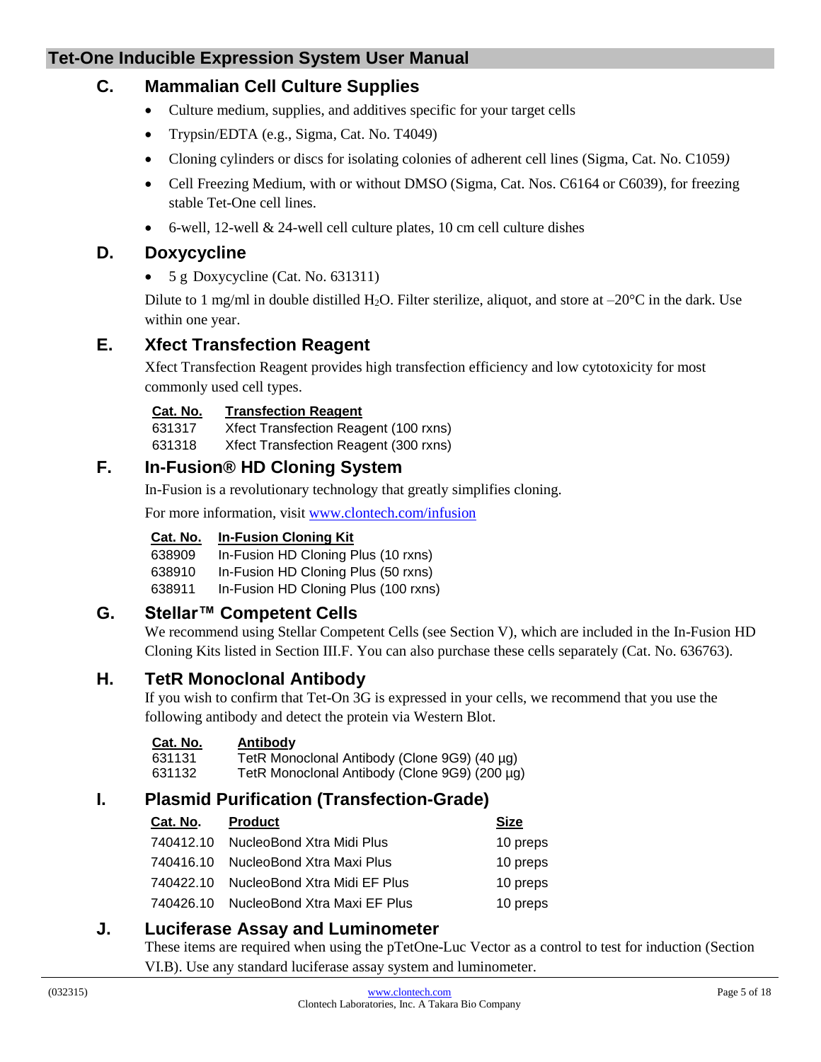## C. Mammalian Cell Culture Supplies

- Culture medium, supplies, and additives specific for your target cells
- Trypsin/EDTA (e.g., Sigma, Cat. No. T4049)
- Cloning cylinders or discs for isolating colonies of adherent cell lines (Sigma, Cat. No. C1059)
- Cell Freezing Medium, with or without DMSO (Sigma, Cat. Nos. C6164 or C6039), for freezing stable Tet-One cell lines.
- 6-well, 12-well & 24-well cell culture plates, 10 cm cell culture dishes

## D. Doxycycline

- 5 g Doxycycline (Cat. No. 631311)

Dilute to 1 mg/ml in double distilled $H_2O$. Filter sterilize, aliquot, and store at –20°C in the dark. Use within one year.

## E. Xfect Transfection Reagent

Xfect Transfection Reagent provides high transfection efficiency and low cytotoxicity for most commonly used cell types.

| Cat. No. | Transfection Reagent |
|---|---|
| 631317 | Xfect Transfection Reagent (100 rxns) |
| 631318 | Xfect Transfection Reagent (300 rxns) |

## F. In-Fusion® HD Cloning System

In-Fusion is a revolutionary technology that greatly simplifies cloning.

For more information, visit www.clontech.com/infusion

| Cat. No. | In-Fusion Cloning Kit |
|---|---|
| 638909 | In-Fusion HD Cloning Plus (10 rxns) |
| 638910 | In-Fusion HD Cloning Plus (50 rxns) |
| 638911 | In-Fusion HD Cloning Plus (100 rxns) |

## G. Stellar™ Competent Cells

We recommend using Stellar Competent Cells (see Section V), which are included in the In-Fusion HD Cloning Kits listed in Section III.F. You can also purchase these cells separately (Cat. No. 636763).

## H. TetR Monoclonal Antibody

If you wish to confirm that Tet-On 3G is expressed in your cells, we recommend that you use the following antibody and detect the protein via Western Blot.

| Cat. No. | Antibody |
|---|---|
| 631131 | TetR Monoclonal Antibody (Clone 9G9) (40 µg) |
| 631132 | TetR Monoclonal Antibody (Clone 9G9) (200 µg) |

## I. Plasmid Purification (Transfection-Grade)

| Cat. No. | Product | Size |
|---|---|---|
| 740412.10 | NucleoBond Xtra Midi Plus | 10 preps |
| 740416.10 | NucleoBond Xtra Maxi Plus | 10 preps |
| 740422.10 | NucleoBond Xtra Midi EF Plus | 10 preps |
| 740426.10 | NucleoBond Xtra Maxi EF Plus | 10 preps |

## J. Luciferase Assay and Luminometer

These items are required when using the pTetOne-Luc Vector as a control to test for induction (Section VI.B). Use any standard luciferase assay system and luminometer.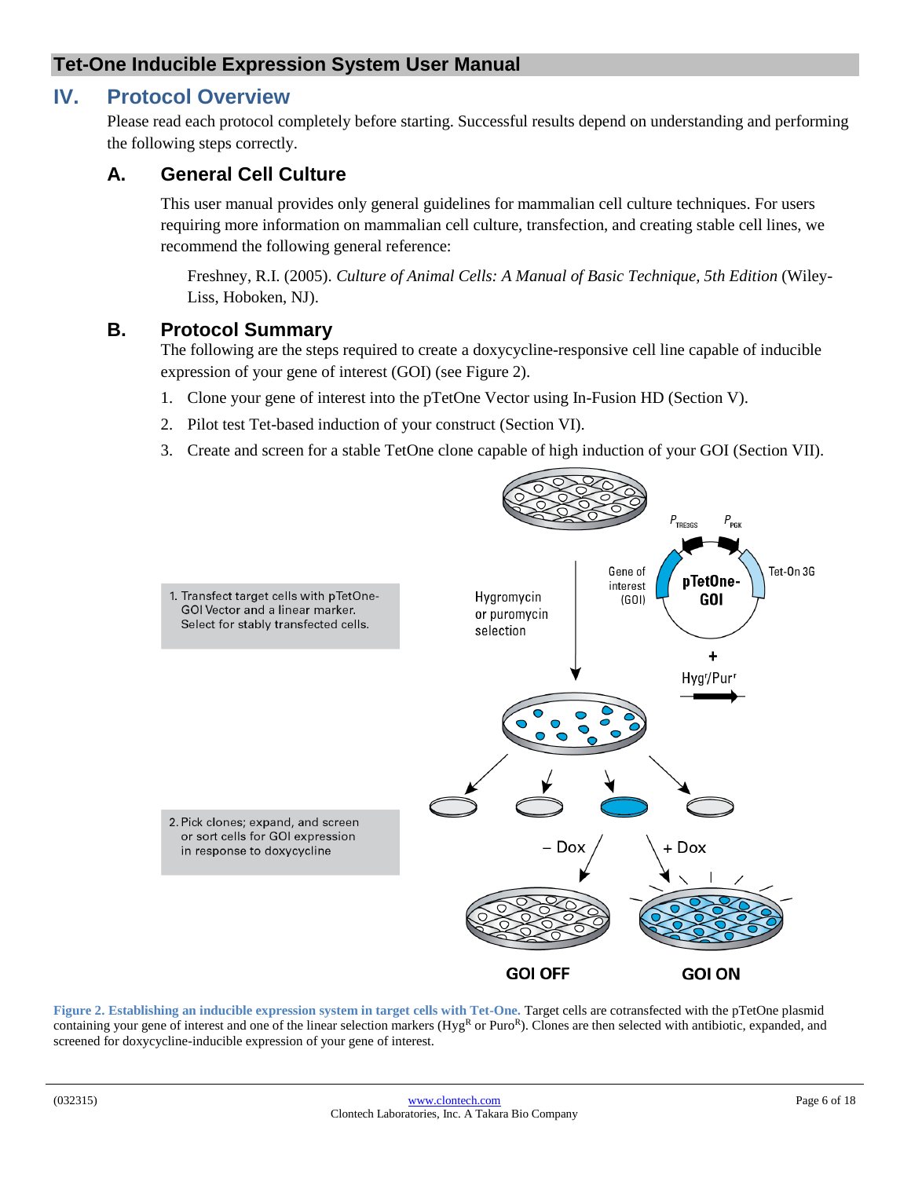## IV. Protocol Overview

Please read each protocol completely before starting. Successful results depend on understanding and performing the following steps correctly.

### A. General Cell Culture

This user manual provides only general guidelines for mammalian cell culture techniques. For users requiring more information on mammalian cell culture, transfection, and creating stable cell lines, we recommend the following general reference:

Freshney, R.I. (2005). *Culture of Animal Cells: A Manual of Basic Technique, 5th Edition* (Wiley-Liss, Hoboken, NJ).

### B. Protocol Summary

The following are the steps required to create a doxycycline-responsive cell line capable of inducible expression of your gene of interest (GOI) (see Figure 2).

1. Clone your gene of interest into the pTetOne Vector using In-Fusion HD (Section V).
2. Pilot test Tet-based induction of your construct (Section VI).
3. Create and screen for a stable TetOne clone capable of high induction of your GOI (Section VII).

1. Transfect target cells with pTetOne-GOI Vector and a linear marker. Select for stably transfected cells.

Hygromycin or puromycin selection

$P_{TRE3GS}$ $P_{PGK}$ Gene of interest (GOI) pTetOne-GOI Tet-On 3G + $Hyg^r/Pur^r$

2. Pick clones; expand, and screen or sort cells for GOI expression in response to doxycycline

– Dox + Dox

GOI OFF GOI ON

**Figure 2. Establishing an inducible expression system in target cells with Tet-One.** Target cells are cotransfected with the pTetOne plasmid containing your gene of interest and one of the linear selection markers ($Hyg^R$ or $Puro^R$). Clones are then selected with antibiotic, expanded, and screened for doxycycline-inducible expression of your gene of interest.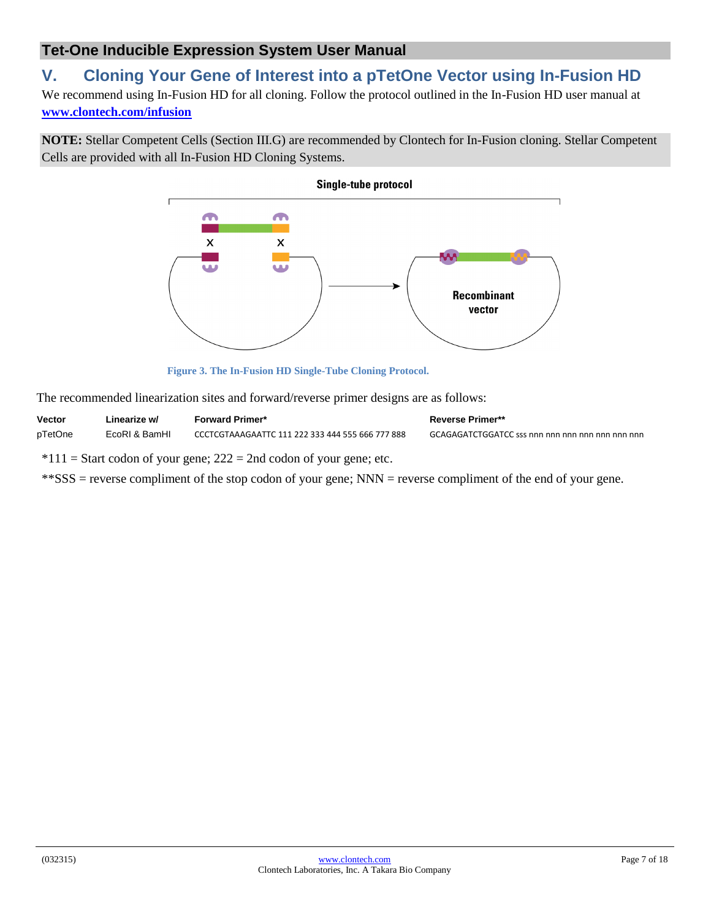## V. Cloning Your Gene of Interest into a pTetOne Vector using In-Fusion HD

We recommend using In-Fusion HD for all cloning. Follow the protocol outlined in the In-Fusion HD user manual at **www.clontech.com/infusion**

**NOTE:** Stellar Competent Cells (Section III.G) are recommended by Clontech for In-Fusion cloning. Stellar Competent Cells are provided with all In-Fusion HD Cloning Systems.

**Figure 3. The In-Fusion HD Single-Tube Cloning Protocol.**

The recommended linearization sites and forward/reverse primer designs are as follows:

| Vector | Linearize w/ | Forward Primer* | Reverse Primer** |
|---|---|---|---|
| pTetOne | EcoRI & BamHI | CCCTCGTAAAGAATTC 111 222 333 444 555 666 777 888 | GCAGAGATCTGGATCC sss nnn nnn nnn nnn nnn nnn nnn |

*111 = Start codon of your gene; 222 = 2nd codon of your gene; etc.

**SSS = reverse compliment of the stop codon of your gene; NNN = reverse compliment of the end of your gene.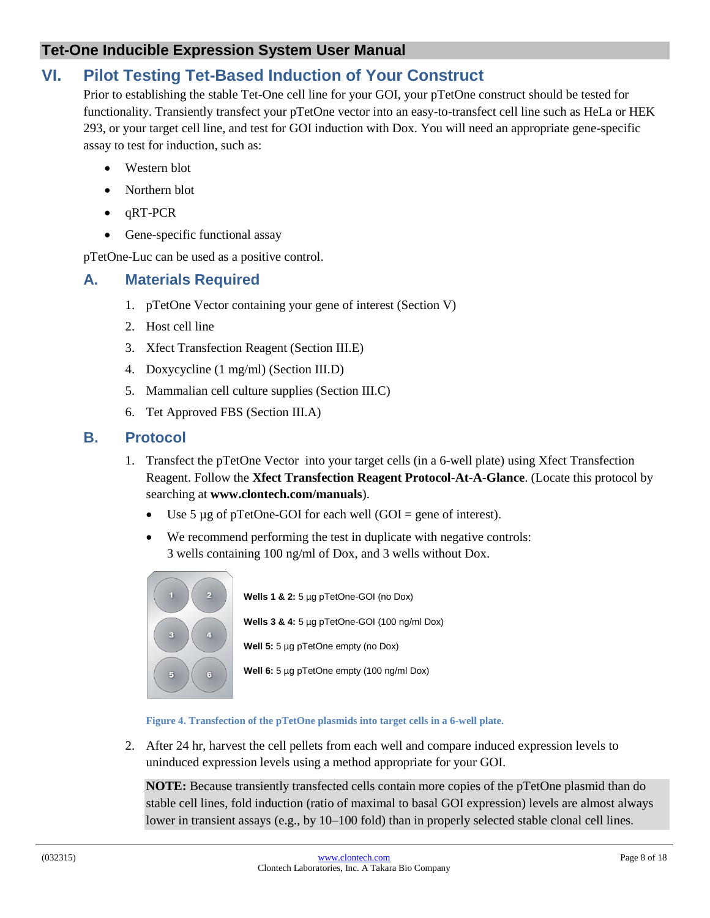## VI. Pilot Testing Tet-Based Induction of Your Construct

Prior to establishing the stable Tet-One cell line for your GOI, your pTetOne construct should be tested for functionality. Transiently transfect your pTetOne vector into an easy-to-transfect cell line such as HeLa or HEK 293, or your target cell line, and test for GOI induction with Dox. You will need an appropriate gene-specific assay to test for induction, such as:

- Western blot
- Northern blot
- qRT-PCR
- Gene-specific functional assay

pTetOne-Luc can be used as a positive control.

### A. Materials Required

1. pTetOne Vector containing your gene of interest (Section V)
2. Host cell line
3. Xfect Transfection Reagent (Section III.E)
4. Doxycycline (1 mg/ml) (Section III.D)
5. Mammalian cell culture supplies (Section III.C)
6. Tet Approved FBS (Section III.A)

### B. Protocol

1. Transfect the pTetOne Vector into your target cells (in a 6-well plate) using Xfect Transfection Reagent. Follow the **Xfect Transfection Reagent Protocol-At-A-Glance**. (Locate this protocol by searching at **www.clontech.com/manuals**).
   - Use 5 µg of pTetOne-GOI for each well (GOI = gene of interest).
   - We recommend performing the test in duplicate with negative controls: 3 wells containing 100 ng/ml of Dox, and 3 wells without Dox.

   **Wells 1 & 2:** 5 µg pTetOne-GOI (no Dox)

   **Wells 3 & 4:** 5 µg pTetOne-GOI (100 ng/ml Dox)

   **Well 5:** 5 µg pTetOne empty (no Dox)

   **Well 6:** 5 µg pTetOne empty (100 ng/ml Dox)

   **Figure 4. Transfection of the pTetOne plasmids into target cells in a 6-well plate.**

2. After 24 hr, harvest the cell pellets from each well and compare induced expression levels to uninduced expression levels using a method appropriate for your GOI.

   **NOTE:** Because transiently transfected cells contain more copies of the pTetOne plasmid than do stable cell lines, fold induction (ratio of maximal to basal GOI expression) levels are almost always lower in transient assays (e.g., by 10–100 fold) than in properly selected stable clonal cell lines.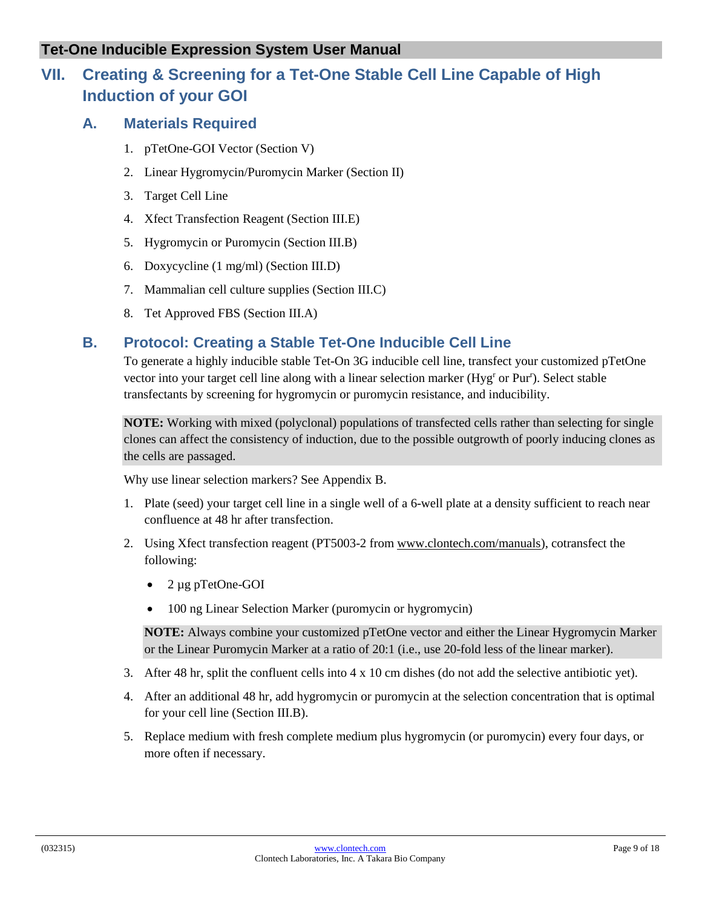# VII. Creating & Screening for a Tet-One Stable Cell Line Capable of High Induction of your GOI

## A. Materials Required

1. pTetOne-GOI Vector (Section V)
2. Linear Hygromycin/Puromycin Marker (Section II)
3. Target Cell Line
4. Xfect Transfection Reagent (Section III.E)
5. Hygromycin or Puromycin (Section III.B)
6. Doxycycline (1 mg/ml) (Section III.D)
7. Mammalian cell culture supplies (Section III.C)
8. Tet Approved FBS (Section III.A)

## B. Protocol: Creating a Stable Tet-One Inducible Cell Line

To generate a highly inducible stable Tet-On 3G inducible cell line, transfect your customized pTetOne vector into your target cell line along with a linear selection marker ($Hyg^r$ or $Pur^r$). Select stable transfectants by screening for hygromycin or puromycin resistance, and inducibility.

**NOTE:** Working with mixed (polyclonal) populations of transfected cells rather than selecting for single clones can affect the consistency of induction, due to the possible outgrowth of poorly inducing clones as the cells are passaged.

Why use linear selection markers? See Appendix B.

1. Plate (seed) your target cell line in a single well of a 6-well plate at a density sufficient to reach near confluence at 48 hr after transfection.
2. Using Xfect transfection reagent (PT5003-2 from www.clontech.com/manuals), cotransfect the following:
   - 2 µg pTetOne-GOI
   - 100 ng Linear Selection Marker (puromycin or hygromycin)

   **NOTE:** Always combine your customized pTetOne vector and either the Linear Hygromycin Marker or the Linear Puromycin Marker at a ratio of 20:1 (i.e., use 20-fold less of the linear marker).
3. After 48 hr, split the confluent cells into 4 x 10 cm dishes (do not add the selective antibiotic yet).
4. After an additional 48 hr, add hygromycin or puromycin at the selection concentration that is optimal for your cell line (Section III.B).
5. Replace medium with fresh complete medium plus hygromycin (or puromycin) every four days, or more often if necessary.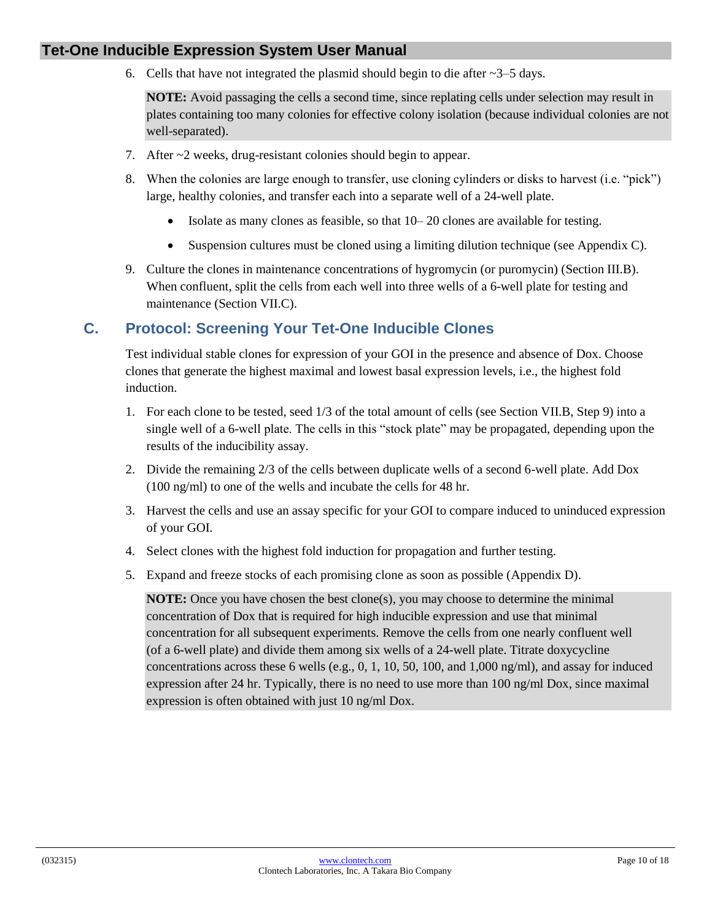6. Cells that have not integrated the plasmid should begin to die after ~3–5 days.

   **NOTE:** Avoid passaging the cells a second time, since replating cells under selection may result in plates containing too many colonies for effective colony isolation (because individual colonies are not well-separated).

7. After ~2 weeks, drug-resistant colonies should begin to appear.
8. When the colonies are large enough to transfer, use cloning cylinders or disks to harvest (i.e. "pick") large, healthy colonies, and transfer each into a separate well of a 24-well plate.
   - Isolate as many clones as feasible, so that 10– 20 clones are available for testing.
   - Suspension cultures must be cloned using a limiting dilution technique (see Appendix C).
9. Culture the clones in maintenance concentrations of hygromycin (or puromycin) (Section III.B). When confluent, split the cells from each well into three wells of a 6-well plate for testing and maintenance (Section VII.C).

## C. Protocol: Screening Your Tet-One Inducible Clones

Test individual stable clones for expression of your GOI in the presence and absence of Dox. Choose clones that generate the highest maximal and lowest basal expression levels, i.e., the highest fold induction.

1. For each clone to be tested, seed 1/3 of the total amount of cells (see Section VII.B, Step 9) into a single well of a 6-well plate. The cells in this "stock plate" may be propagated, depending upon the results of the inducibility assay.
2. Divide the remaining 2/3 of the cells between duplicate wells of a second 6-well plate. Add Dox (100 ng/ml) to one of the wells and incubate the cells for 48 hr.
3. Harvest the cells and use an assay specific for your GOI to compare induced to uninduced expression of your GOI.
4. Select clones with the highest fold induction for propagation and further testing.
5. Expand and freeze stocks of each promising clone as soon as possible (Appendix D).

   **NOTE:** Once you have chosen the best clone(s), you may choose to determine the minimal concentration of Dox that is required for high inducible expression and use that minimal concentration for all subsequent experiments. Remove the cells from one nearly confluent well (of a 6-well plate) and divide them among six wells of a 24-well plate. Titrate doxycycline concentrations across these 6 wells (e.g., 0, 1, 10, 50, 100, and 1,000 ng/ml), and assay for induced expression after 24 hr. Typically, there is no need to use more than 100 ng/ml Dox, since maximal expression is often obtained with just 10 ng/ml Dox.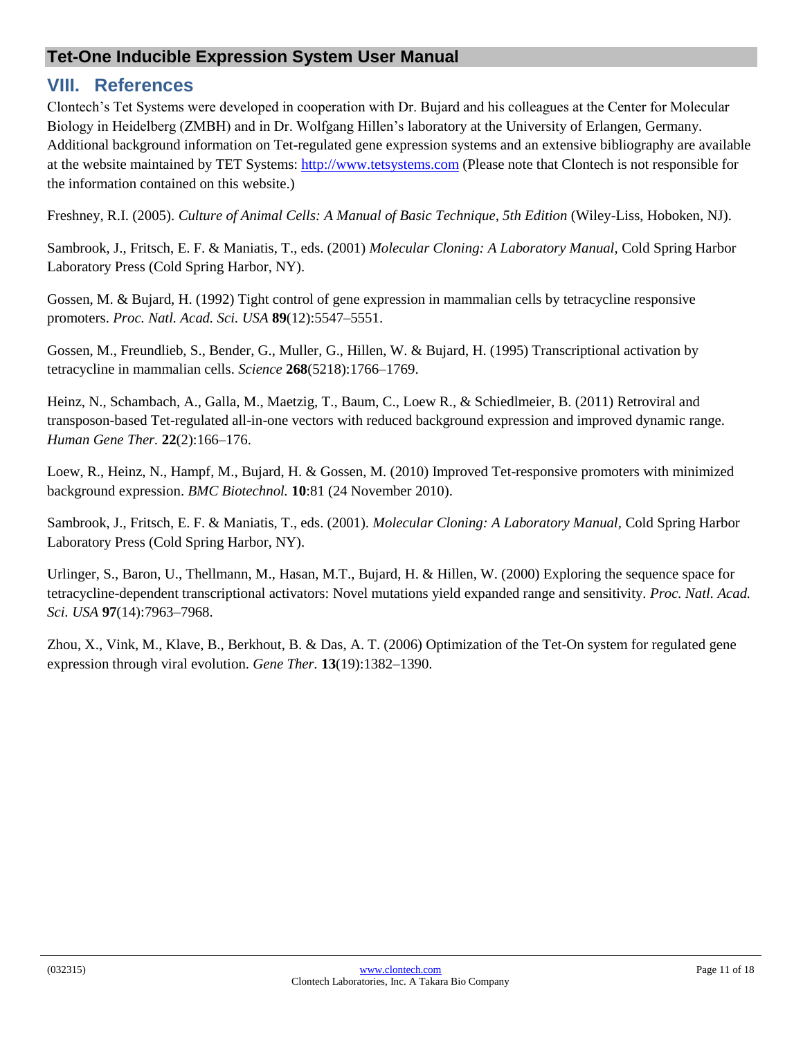## VIII. References

Clontech's Tet Systems were developed in cooperation with Dr. Bujard and his colleagues at the Center for Molecular Biology in Heidelberg (ZMBH) and in Dr. Wolfgang Hillen's laboratory at the University of Erlangen, Germany. Additional background information on Tet-regulated gene expression systems and an extensive bibliography are available at the website maintained by TET Systems: [http://www.tetsystems.com](http://www.tetsystems.com) (Please note that Clontech is not responsible for the information contained on this website.)

Freshney, R.I. (2005). *Culture of Animal Cells: A Manual of Basic Technique, 5th Edition* (Wiley-Liss, Hoboken, NJ).

Sambrook, J., Fritsch, E. F. & Maniatis, T., eds. (2001) *Molecular Cloning: A Laboratory Manual*, Cold Spring Harbor Laboratory Press (Cold Spring Harbor, NY).

Gossen, M. & Bujard, H. (1992) Tight control of gene expression in mammalian cells by tetracycline responsive promoters. *Proc. Natl. Acad. Sci. USA* **89**(12):5547–5551.

Gossen, M., Freundlieb, S., Bender, G., Muller, G., Hillen, W. & Bujard, H. (1995) Transcriptional activation by tetracycline in mammalian cells. *Science* **268**(5218):1766–1769.

Heinz, N., Schambach, A., Galla, M., Maetzig, T., Baum, C., Loew R., & Schiedlmeier, B. (2011) Retroviral and transposon-based Tet-regulated all-in-one vectors with reduced background expression and improved dynamic range. *Human Gene Ther.* **22**(2):166–176.

Loew, R., Heinz, N., Hampf, M., Bujard, H. & Gossen, M. (2010) Improved Tet-responsive promoters with minimized background expression. *BMC Biotechnol.* **10**:81 (24 November 2010).

Sambrook, J., Fritsch, E. F. & Maniatis, T., eds. (2001). *Molecular Cloning: A Laboratory Manual*, Cold Spring Harbor Laboratory Press (Cold Spring Harbor, NY).

Urlinger, S., Baron, U., Thellmann, M., Hasan, M.T., Bujard, H. & Hillen, W. (2000) Exploring the sequence space for tetracycline-dependent transcriptional activators: Novel mutations yield expanded range and sensitivity. *Proc. Natl. Acad. Sci. USA* **97**(14):7963–7968.

Zhou, X., Vink, M., Klave, B., Berkhout, B. & Das, A. T. (2006) Optimization of the Tet-On system for regulated gene expression through viral evolution. *Gene Ther.* **13**(19):1382–1390.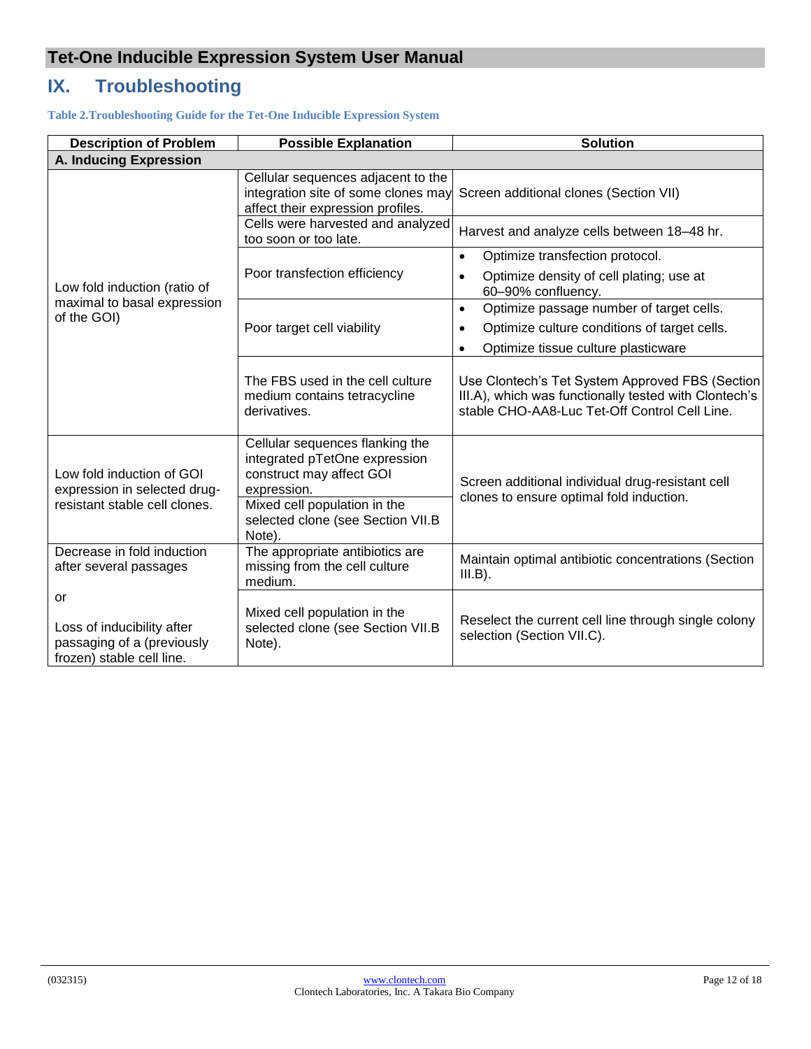# IX. Troubleshooting

**Table 2. Troubleshooting Guide for the Tet-One Inducible Expression System**

| Description of Problem | Possible Explanation | Solution |
|---|---|---|
| **A. Inducing Expression** | | |
| Low fold induction (ratio of maximal to basal expression of the GOI) | Cellular sequences adjacent to the integration site of some clones may affect their expression profiles. | Screen additional clones (Section VII) |
| | Cells were harvested and analyzed too soon or too late. | Harvest and analyze cells between 18–48 hr. |
| | Poor transfection efficiency | • Optimize transfection protocol.<br>• Optimize density of cell plating; use at 60–90% confluency. |
| | Poor target cell viability | • Optimize passage number of target cells.<br>• Optimize culture conditions of target cells.<br>• Optimize tissue culture plasticware |
| | The FBS used in the cell culture medium contains tetracycline derivatives. | Use Clontech's Tet System Approved FBS (Section III.A), which was functionally tested with Clontech's stable CHO-AA8-Luc Tet-Off Control Cell Line. |
| Low fold induction of GOI expression in selected drug-resistant stable cell clones. | Cellular sequences flanking the integrated pTetOne expression construct may affect GOI expression. | Screen additional individual drug-resistant cell clones to ensure optimal fold induction. |
| | Mixed cell population in the selected clone (see Section VII.B Note). | |
| Decrease in fold induction after several passages<br><br>or<br><br>Loss of inducibility after passaging of a (previously frozen) stable cell line. | The appropriate antibiotics are missing from the cell culture medium. | Maintain optimal antibiotic concentrations (Section III.B). |
| | Mixed cell population in the selected clone (see Section VII.B Note). | Reselect the current cell line through single colony selection (Section VII.C). |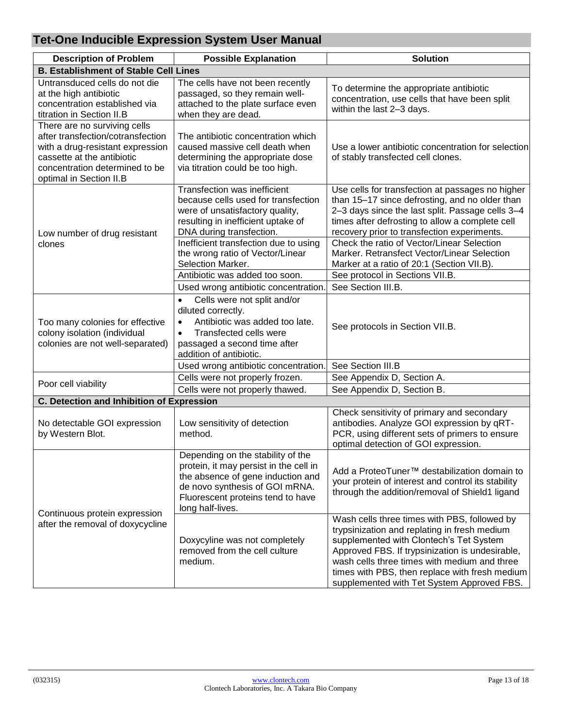| Description of Problem | Possible Explanation | Solution |
|---|---|---|
| **B. Establishment of Stable Cell Lines** | | |
| Untransduced cells do not die at the high antibiotic concentration established via titration in Section II.B | The cells have not been recently passaged, so they remain well-attached to the plate surface even when they are dead. | To determine the appropriate antibiotic concentration, use cells that have been split within the last 2–3 days. |
| There are no surviving cells after transfection/cotransfection with a drug-resistant expression cassette at the antibiotic concentration determined to be optimal in Section II.B | The antibiotic concentration which caused massive cell death when determining the appropriate dose via titration could be too high. | Use a lower antibiotic concentration for selection of stably transfected cell clones. |
| Low number of drug resistant clones | Transfection was inefficient because cells used for transfection were of unsatisfactory quality, resulting in inefficient uptake of DNA during transfection. | Use cells for transfection at passages no higher than 15–17 since defrosting, and no older than 2–3 days since the last split. Passage cells 3–4 times after defrosting to allow a complete cell recovery prior to transfection experiments. |
| | Inefficient transfection due to using the wrong ratio of Vector/Linear Selection Marker. | Check the ratio of Vector/Linear Selection Marker. Retransfect Vector/Linear Selection Marker at a ratio of 20:1 (Section VII.B). |
| | Antibiotic was added too soon. | See protocol in Sections VII.B. |
| | Used wrong antibiotic concentration. | See Section III.B. |
| Too many colonies for effective colony isolation (individual colonies are not well-separated) | • Cells were not split and/or diluted correctly.<br>• Antibiotic was added too late.<br>• Transfected cells were passaged a second time after addition of antibiotic. | See protocols in Section VII.B. |
| | Used wrong antibiotic concentration. | See Section III.B |
| Poor cell viability | Cells were not properly frozen. | See Appendix D, Section A. |
| | Cells were not properly thawed. | See Appendix D, Section B. |
| **C. Detection and Inhibition of Expression** | | |
| No detectable GOI expression by Western Blot. | Low sensitivity of detection method. | Check sensitivity of primary and secondary antibodies. Analyze GOI expression by qRT-PCR, using different sets of primers to ensure optimal detection of GOI expression. |
| Continuous protein expression after the removal of doxycycline | Depending on the stability of the protein, it may persist in the cell in the absence of gene induction and de novo synthesis of GOI mRNA. Fluorescent proteins tend to have long half-lives. | Add a ProteoTuner™ destabilization domain to your protein of interest and control its stability through the addition/removal of Shield1 ligand |
| | Doxycyline was not completely removed from the cell culture medium. | Wash cells three times with PBS, followed by trypsinization and replating in fresh medium supplemented with Clontech's Tet System Approved FBS. If trypsinization is undesirable, wash cells three times with medium and three times with PBS, then replace with fresh medium supplemented with Tet System Approved FBS. |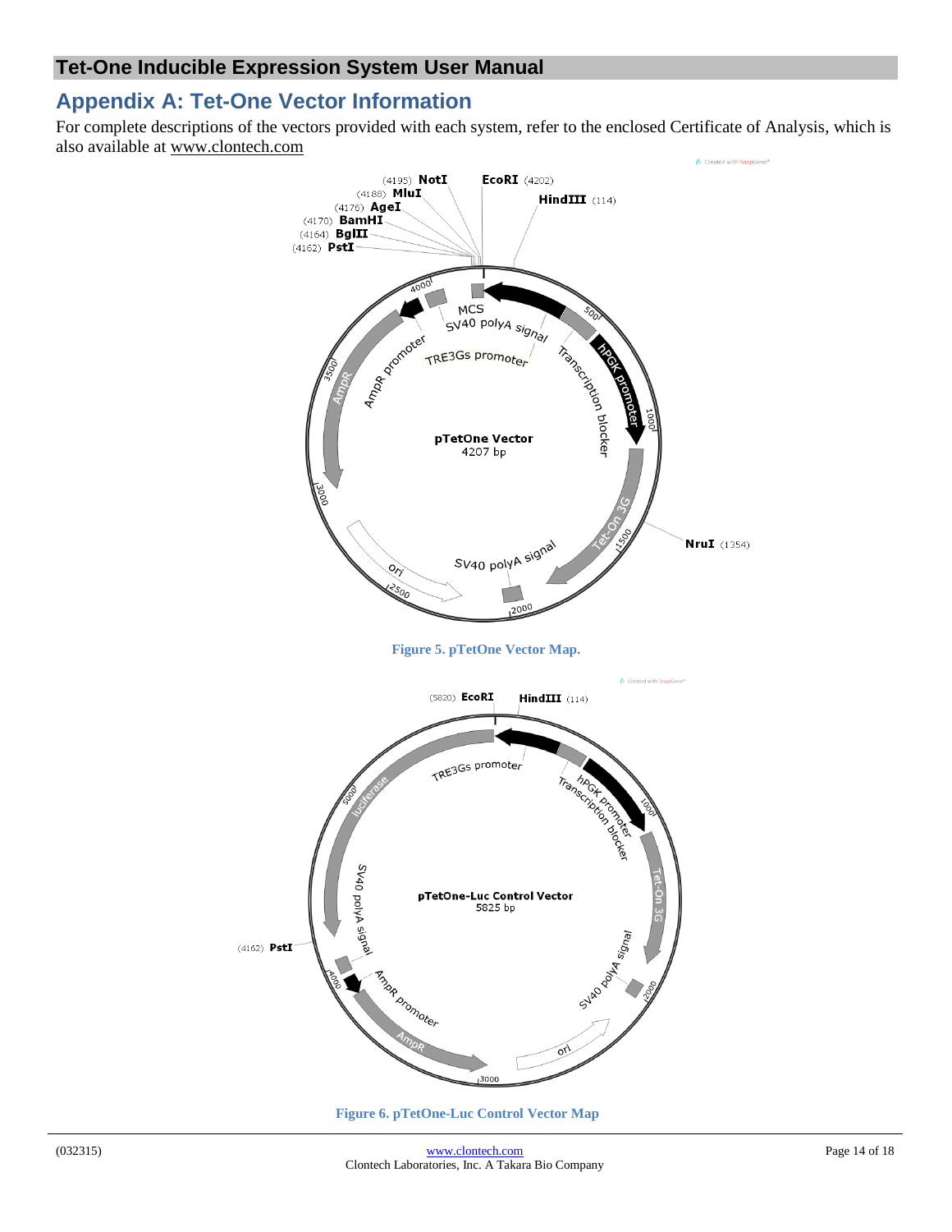## Appendix A: Tet-One Vector Information

For complete descriptions of the vectors provided with each system, refer to the enclosed Certificate of Analysis, which is also available at www.clontech.com

**Figure 5. pTetOne Vector Map.**

**Figure 6. pTetOne-Luc Control Vector Map**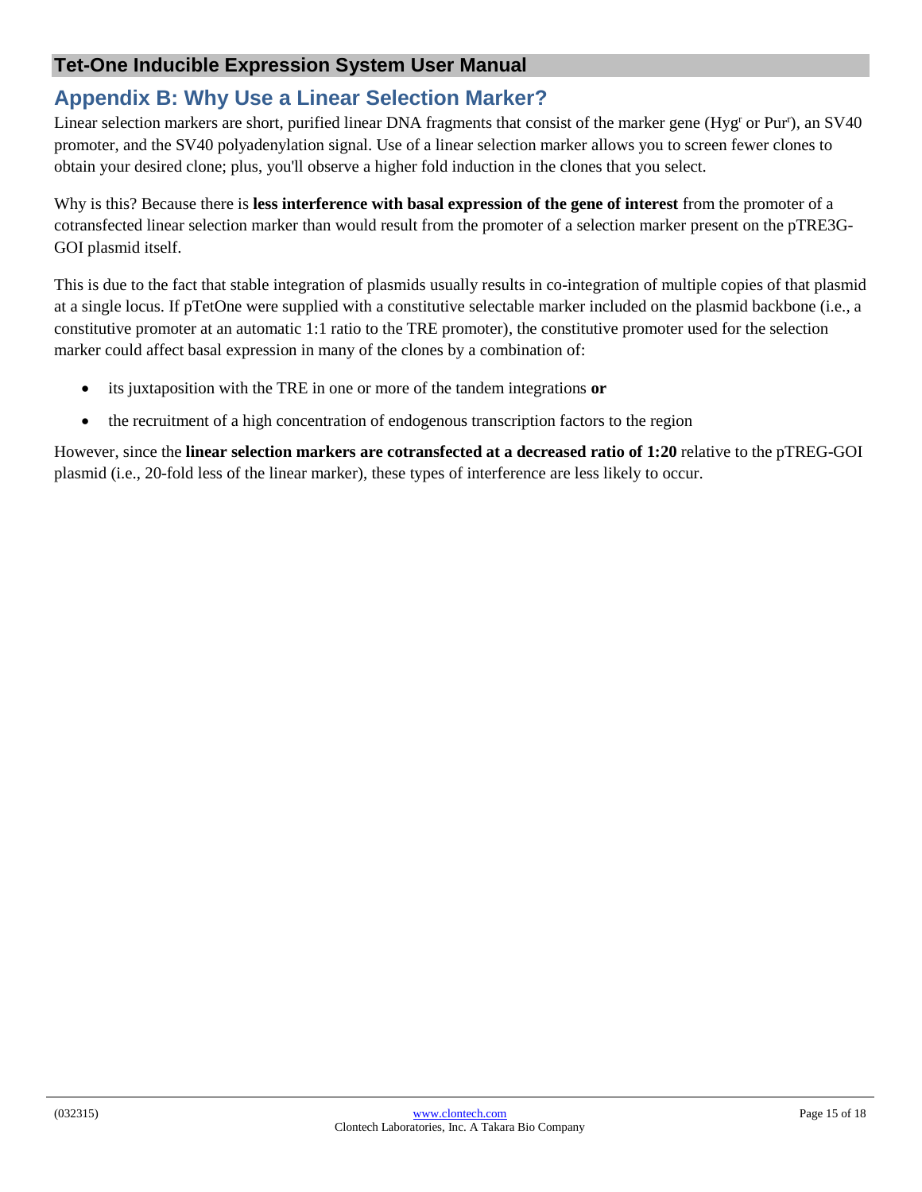## Appendix B: Why Use a Linear Selection Marker?

Linear selection markers are short, purified linear DNA fragments that consist of the marker gene (Hyg$^r$ or Pur$^r$), an SV40 promoter, and the SV40 polyadenylation signal. Use of a linear selection marker allows you to screen fewer clones to obtain your desired clone; plus, you'll observe a higher fold induction in the clones that you select.

Why is this? Because there is **less interference with basal expression of the gene of interest** from the promoter of a cotransfected linear selection marker than would result from the promoter of a selection marker present on the pTRE3G-GOI plasmid itself.

This is due to the fact that stable integration of plasmids usually results in co-integration of multiple copies of that plasmid at a single locus. If pTetOne were supplied with a constitutive selectable marker included on the plasmid backbone (i.e., a constitutive promoter at an automatic 1:1 ratio to the TRE promoter), the constitutive promoter used for the selection marker could affect basal expression in many of the clones by a combination of:

- its juxtaposition with the TRE in one or more of the tandem integrations **or**
- the recruitment of a high concentration of endogenous transcription factors to the region

However, since the **linear selection markers are cotransfected at a decreased ratio of 1:20** relative to the pTREG-GOI plasmid (i.e., 20-fold less of the linear marker), these types of interference are less likely to occur.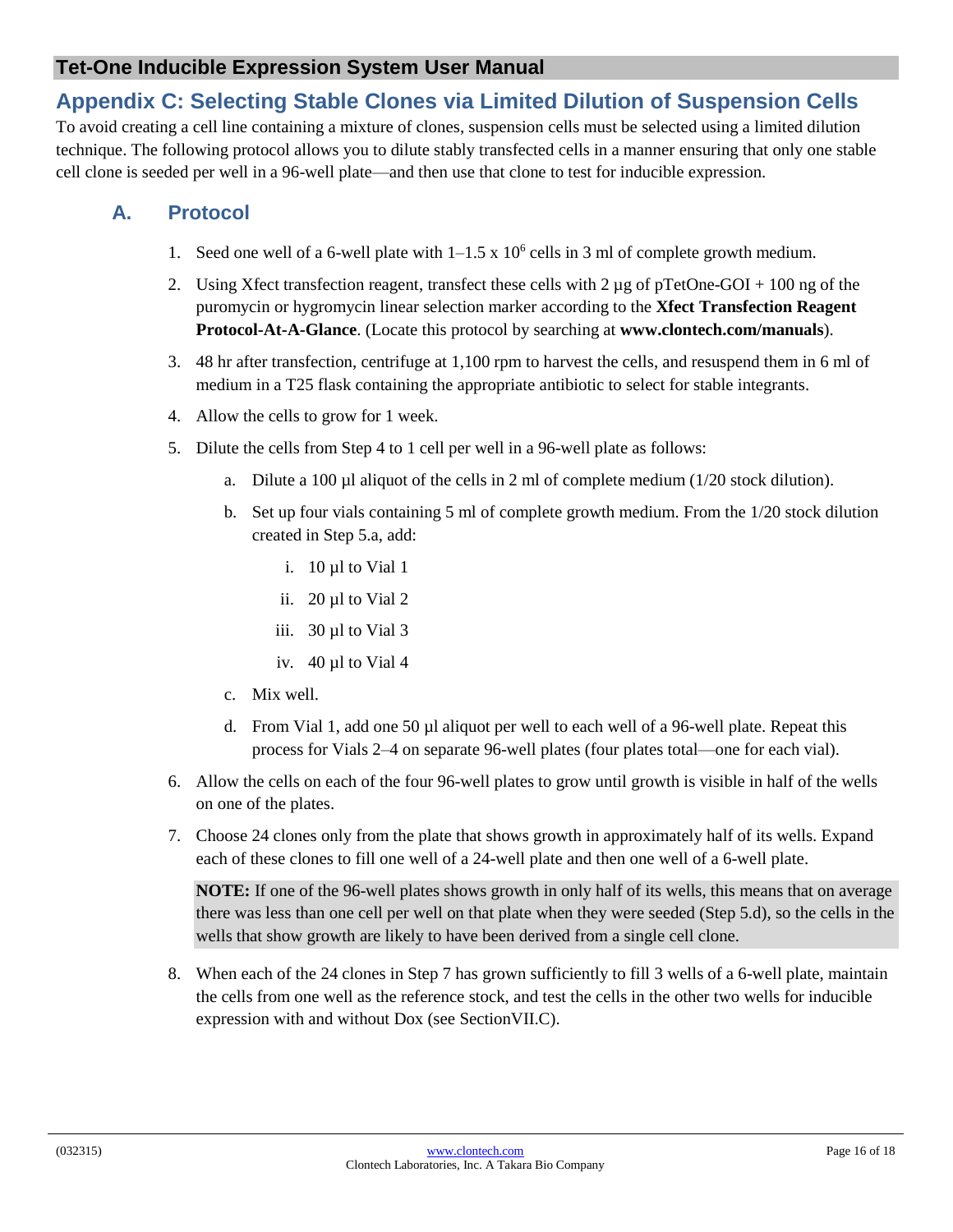## Appendix C: Selecting Stable Clones via Limited Dilution of Suspension Cells

To avoid creating a cell line containing a mixture of clones, suspension cells must be selected using a limited dilution technique. The following protocol allows you to dilute stably transfected cells in a manner ensuring that only one stable cell clone is seeded per well in a 96-well plate—and then use that clone to test for inducible expression.

### A. Protocol

1. Seed one well of a 6-well plate with 1–1.5 x $10^6$ cells in 3 ml of complete growth medium.
2. Using Xfect transfection reagent, transfect these cells with 2 µg of pTetOne-GOI + 100 ng of the puromycin or hygromycin linear selection marker according to the **Xfect Transfection Reagent Protocol-At-A-Glance**. (Locate this protocol by searching at **www.clontech.com/manuals**).
3. 48 hr after transfection, centrifuge at 1,100 rpm to harvest the cells, and resuspend them in 6 ml of medium in a T25 flask containing the appropriate antibiotic to select for stable integrants.
4. Allow the cells to grow for 1 week.
5. Dilute the cells from Step 4 to 1 cell per well in a 96-well plate as follows:
   a. Dilute a 100 µl aliquot of the cells in 2 ml of complete medium (1/20 stock dilution).
   b. Set up four vials containing 5 ml of complete growth medium. From the 1/20 stock dilution created in Step 5.a, add:
      i. 10 µl to Vial 1
      ii. 20 µl to Vial 2
      iii. 30 µl to Vial 3
      iv. 40 µl to Vial 4
   c. Mix well.
   d. From Vial 1, add one 50 µl aliquot per well to each well of a 96-well plate. Repeat this process for Vials 2–4 on separate 96-well plates (four plates total—one for each vial).
6. Allow the cells on each of the four 96-well plates to grow until growth is visible in half of the wells on one of the plates.
7. Choose 24 clones only from the plate that shows growth in approximately half of its wells. Expand each of these clones to fill one well of a 24-well plate and then one well of a 6-well plate.

   **NOTE:** If one of the 96-well plates shows growth in only half of its wells, this means that on average there was less than one cell per well on that plate when they were seeded (Step 5.d), so the cells in the wells that show growth are likely to have been derived from a single cell clone.

8. When each of the 24 clones in Step 7 has grown sufficiently to fill 3 wells of a 6-well plate, maintain the cells from one well as the reference stock, and test the cells in the other two wells for inducible expression with and without Dox (see SectionVII.C).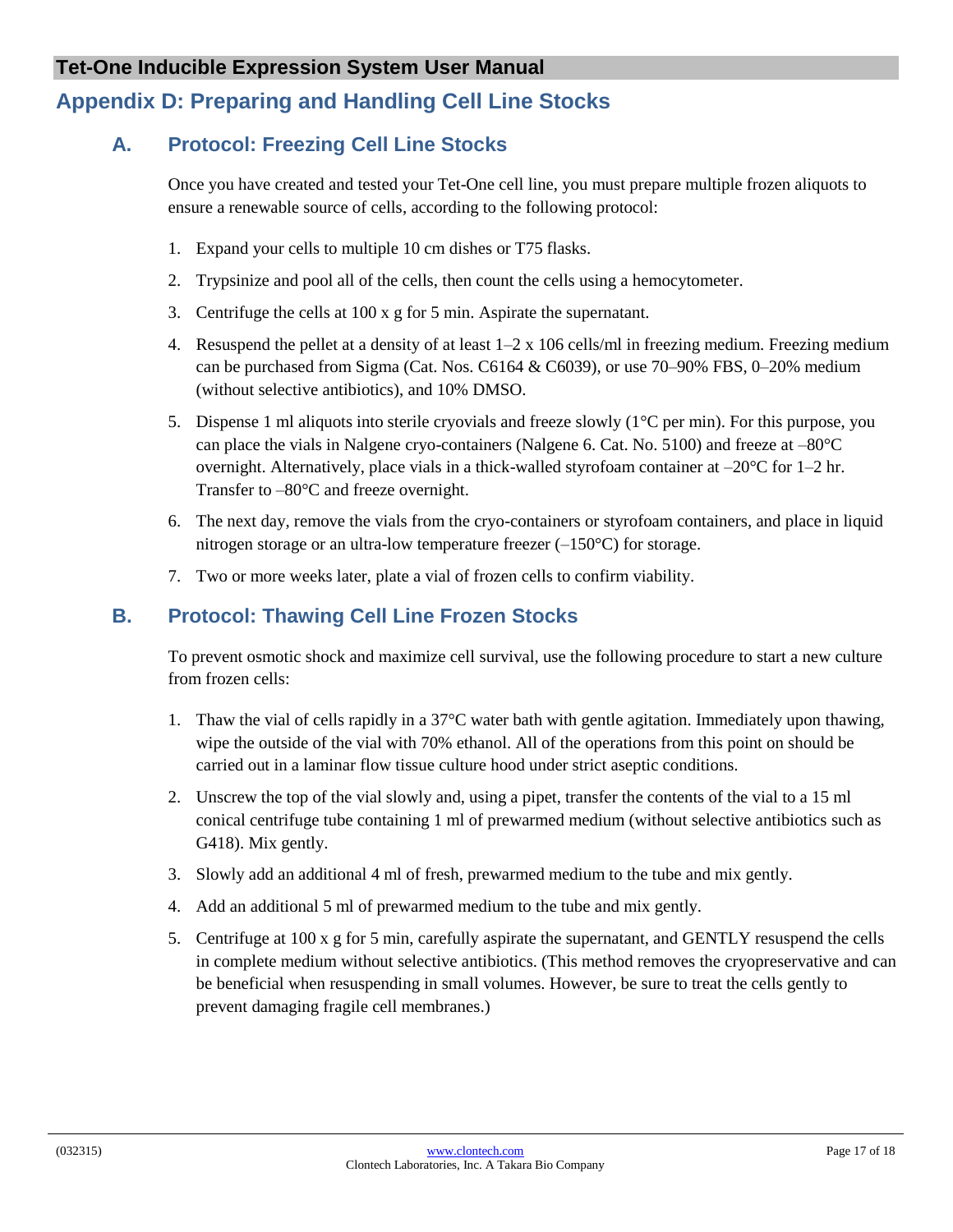## Appendix D: Preparing and Handling Cell Line Stocks

### A. Protocol: Freezing Cell Line Stocks

Once you have created and tested your Tet-One cell line, you must prepare multiple frozen aliquots to ensure a renewable source of cells, according to the following protocol:

1. Expand your cells to multiple 10 cm dishes or T75 flasks.
2. Trypsinize and pool all of the cells, then count the cells using a hemocytometer.
3. Centrifuge the cells at 100 x g for 5 min. Aspirate the supernatant.
4. Resuspend the pellet at a density of at least 1–2 x 106 cells/ml in freezing medium. Freezing medium can be purchased from Sigma (Cat. Nos. C6164 & C6039), or use 70–90% FBS, 0–20% medium (without selective antibiotics), and 10% DMSO.
5. Dispense 1 ml aliquots into sterile cryovials and freeze slowly (1°C per min). For this purpose, you can place the vials in Nalgene cryo-containers (Nalgene 6. Cat. No. 5100) and freeze at –80°C overnight. Alternatively, place vials in a thick-walled styrofoam container at –20°C for 1–2 hr. Transfer to –80°C and freeze overnight.
6. The next day, remove the vials from the cryo-containers or styrofoam containers, and place in liquid nitrogen storage or an ultra-low temperature freezer (–150°C) for storage.
7. Two or more weeks later, plate a vial of frozen cells to confirm viability.

### B. Protocol: Thawing Cell Line Frozen Stocks

To prevent osmotic shock and maximize cell survival, use the following procedure to start a new culture from frozen cells:

1. Thaw the vial of cells rapidly in a 37°C water bath with gentle agitation. Immediately upon thawing, wipe the outside of the vial with 70% ethanol. All of the operations from this point on should be carried out in a laminar flow tissue culture hood under strict aseptic conditions.
2. Unscrew the top of the vial slowly and, using a pipet, transfer the contents of the vial to a 15 ml conical centrifuge tube containing 1 ml of prewarmed medium (without selective antibiotics such as G418). Mix gently.
3. Slowly add an additional 4 ml of fresh, prewarmed medium to the tube and mix gently.
4. Add an additional 5 ml of prewarmed medium to the tube and mix gently.
5. Centrifuge at 100 x g for 5 min, carefully aspirate the supernatant, and GENTLY resuspend the cells in complete medium without selective antibiotics. (This method removes the cryopreservative and can be beneficial when resuspending in small volumes. However, be sure to treat the cells gently to prevent damaging fragile cell membranes.)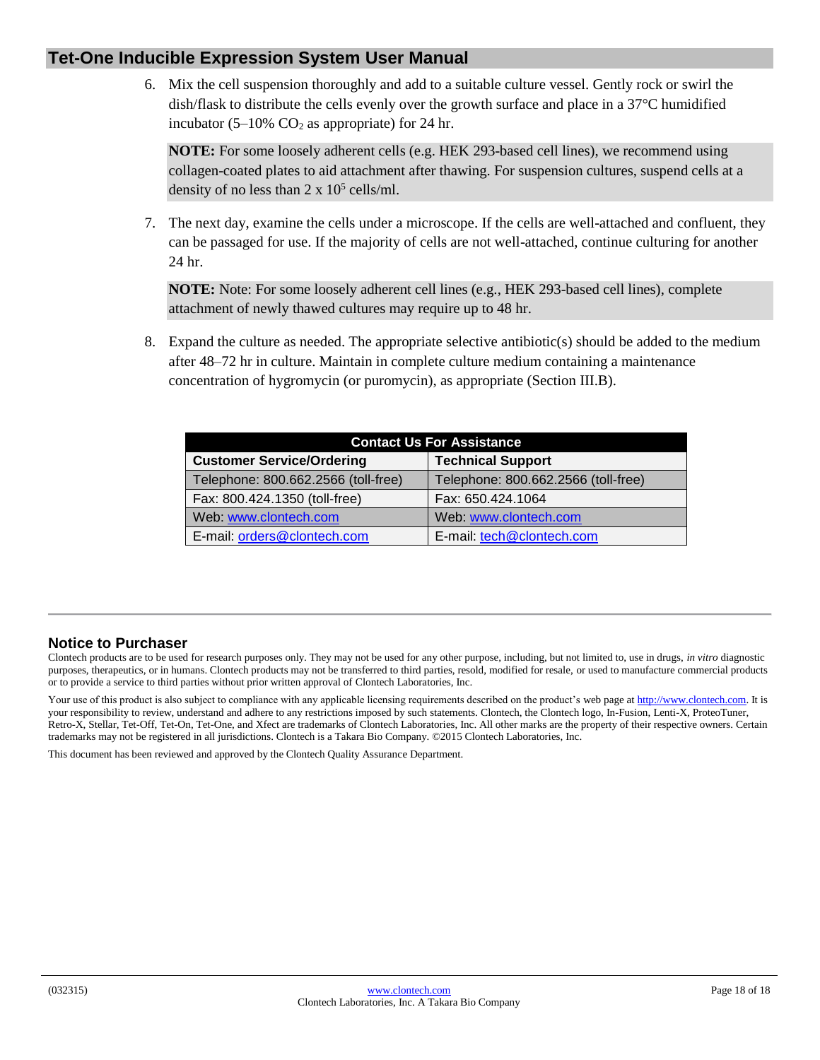6. Mix the cell suspension thoroughly and add to a suitable culture vessel. Gently rock or swirl the dish/flask to distribute the cells evenly over the growth surface and place in a 37°C humidified incubator (5–10% $CO_2$ as appropriate) for 24 hr.

   **NOTE:** For some loosely adherent cells (e.g. HEK 293-based cell lines), we recommend using collagen-coated plates to aid attachment after thawing. For suspension cultures, suspend cells at a density of no less than 2 x $10^5$ cells/ml.

7. The next day, examine the cells under a microscope. If the cells are well-attached and confluent, they can be passaged for use. If the majority of cells are not well-attached, continue culturing for another 24 hr.

   **NOTE:** Note: For some loosely adherent cell lines (e.g., HEK 293-based cell lines), complete attachment of newly thawed cultures may require up to 48 hr.

8. Expand the culture as needed. The appropriate selective antibiotic(s) should be added to the medium after 48–72 hr in culture. Maintain in complete culture medium containing a maintenance concentration of hygromycin (or puromycin), as appropriate (Section III.B).

| Contact Us For Assistance | |
|---|---|
| **Customer Service/Ordering** | **Technical Support** |
| Telephone: 800.662.2566 (toll-free) | Telephone: 800.662.2566 (toll-free) |
| Fax: 800.424.1350 (toll-free) | Fax: 650.424.1064 |
| Web: www.clontech.com | Web: www.clontech.com |
| E-mail: orders@clontech.com | E-mail: tech@clontech.com |

## Notice to Purchaser

Clontech products are to be used for research purposes only. They may not be used for any other purpose, including, but not limited to, use in drugs, *in vitro* diagnostic purposes, therapeutics, or in humans. Clontech products may not be transferred to third parties, resold, modified for resale, or used to manufacture commercial products or to provide a service to third parties without prior written approval of Clontech Laboratories, Inc.

Your use of this product is also subject to compliance with any applicable licensing requirements described on the product's web page at http://www.clontech.com. It is your responsibility to review, understand and adhere to any restrictions imposed by such statements. Clontech, the Clontech logo, In-Fusion, Lenti-X, ProteoTuner, Retro-X, Stellar, Tet-Off, Tet-On, Tet-One, and Xfect are trademarks of Clontech Laboratories, Inc. All other marks are the property of their respective owners. Certain trademarks may not be registered in all jurisdictions. Clontech is a Takara Bio Company. ©2015 Clontech Laboratories, Inc.

This document has been reviewed and approved by the Clontech Quality Assurance Department.